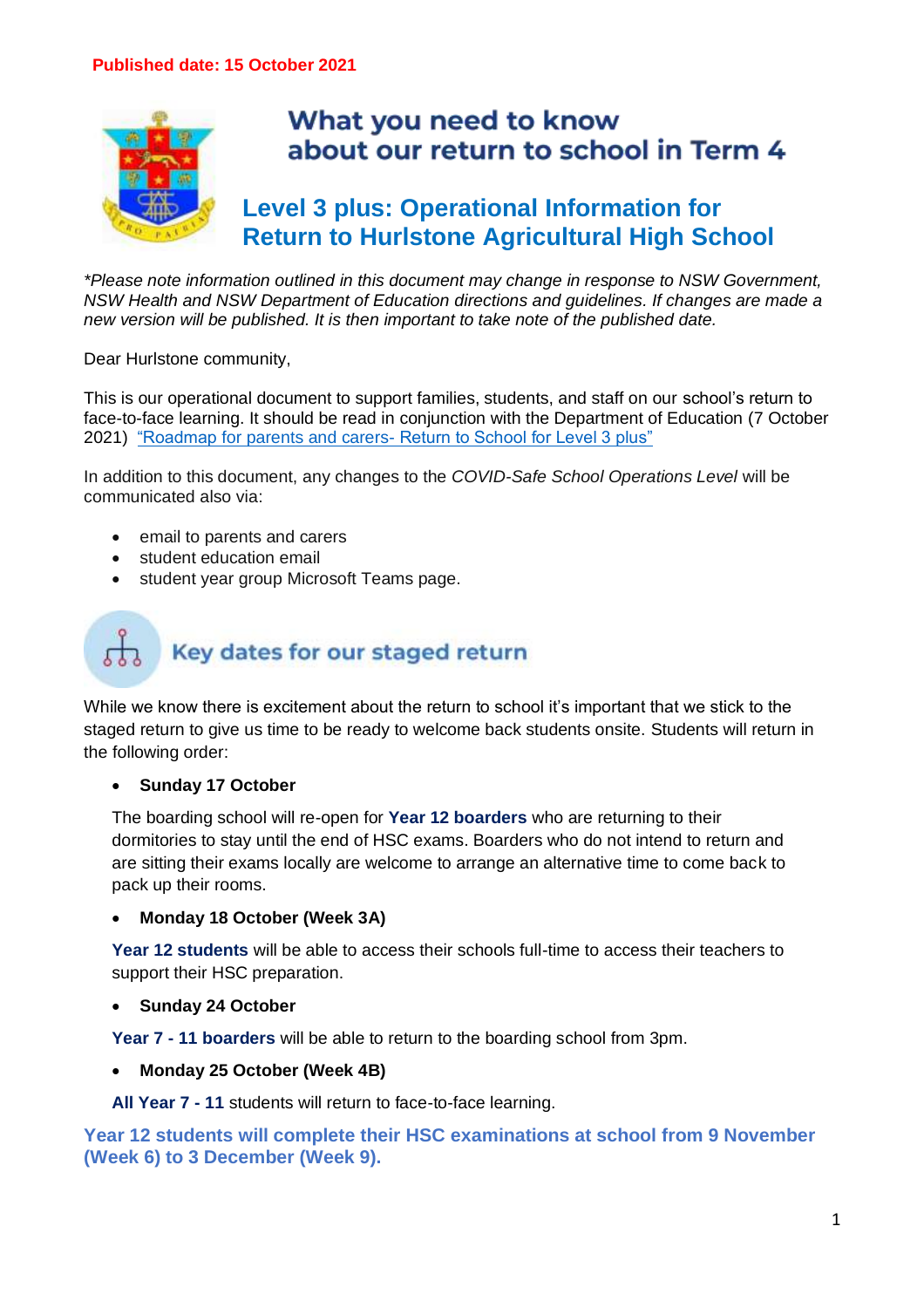**Published date: 15 October 2021**

# What you need to know about our return to school in Term 4

## Level 3 plus: Operational Information for Return to Hurlstone Agricultural High School

*\*Please note information outlined in this document may change in response to NSW Government, NSW Health and NSW Department of Education directions and guidelines. If changes are made a new version will be published. It is then important to take note of the published date.*

Dear Hurlstone community,

This is our operational document to support families, students, and staff on our school's return to face-to-face learning. It should be read in conjunction with the Department of Education (7 October 2021) "Roadmap for parents and carers- Return to School for Level 3 plus"

In addition to this document, any changes to the *COVID-Safe School Operations Level* will be communicated also via:

- email to parents and carers
- student education email
- student year group Microsoft Teams page.

## Key dates for our staged return

While we know there is excitement about the return to school it's important that we stick to the staged return to give us time to be ready to welcome back students onsite. Students will return in the following order:

- **Sunday 17 October**

  The boarding school will re-open for **Year 12 boarders** who are returning to their dormitories to stay until the end of HSC exams. Boarders who do not intend to return and are sitting their exams locally are welcome to arrange an alternative time to come back to pack up their rooms.

- **Monday 18 October (Week 3A)**

  **Year 12 students** will be able to access their schools full-time to access their teachers to support their HSC preparation.

- **Sunday 24 October**

  **Year 7 - 11 boarders** will be able to return to the boarding school from 3pm.

- **Monday 25 October (Week 4B)**

  **All Year 7 - 11** students will return to face-to-face learning.

**Year 12 students will complete their HSC examinations at school from 9 November (Week 6) to 3 December (Week 9).**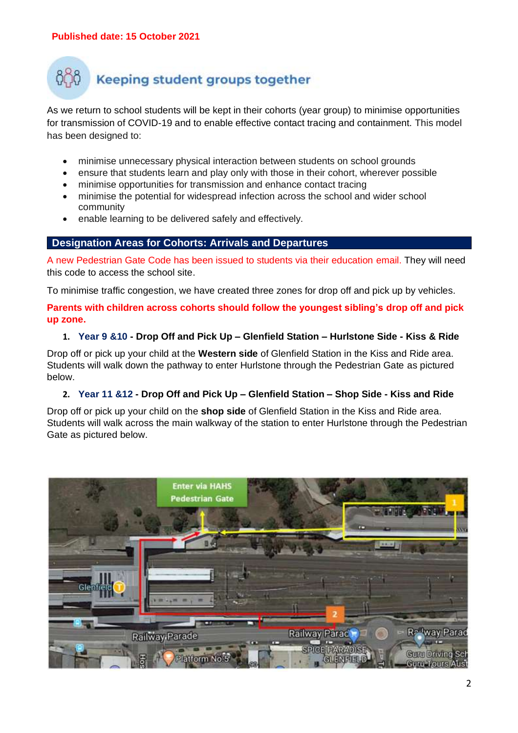**Published date: 15 October 2021**

## Keeping student groups together

As we return to school students will be kept in their cohorts (year group) to minimise opportunities for transmission of COVID-19 and to enable effective contact tracing and containment. This model has been designed to:

- minimise unnecessary physical interaction between students on school grounds
- ensure that students learn and play only with those in their cohort, wherever possible
- minimise opportunities for transmission and enhance contact tracing
- minimise the potential for widespread infection across the school and wider school community
- enable learning to be delivered safely and effectively.

## Designation Areas for Cohorts: Arrivals and Departures

A new Pedestrian Gate Code has been issued to students via their education email. They will need this code to access the school site.

To minimise traffic congestion, we have created three zones for drop off and pick up by vehicles.

**Parents with children across cohorts should follow the youngest sibling's drop off and pick up zone.**

1. **Year 9 &10 - Drop Off and Pick Up – Glenfield Station – Hurlstone Side - Kiss & Ride**

Drop off or pick up your child at the **Western side** of Glenfield Station in the Kiss and Ride area. Students will walk down the pathway to enter Hurlstone through the Pedestrian Gate as pictured below.

2. **Year 11 &12 - Drop Off and Pick Up – Glenfield Station – Shop Side - Kiss and Ride**

Drop off or pick up your child on the **shop side** of Glenfield Station in the Kiss and Ride area. Students will walk across the main walkway of the station to enter Hurlstone through the Pedestrian Gate as pictured below.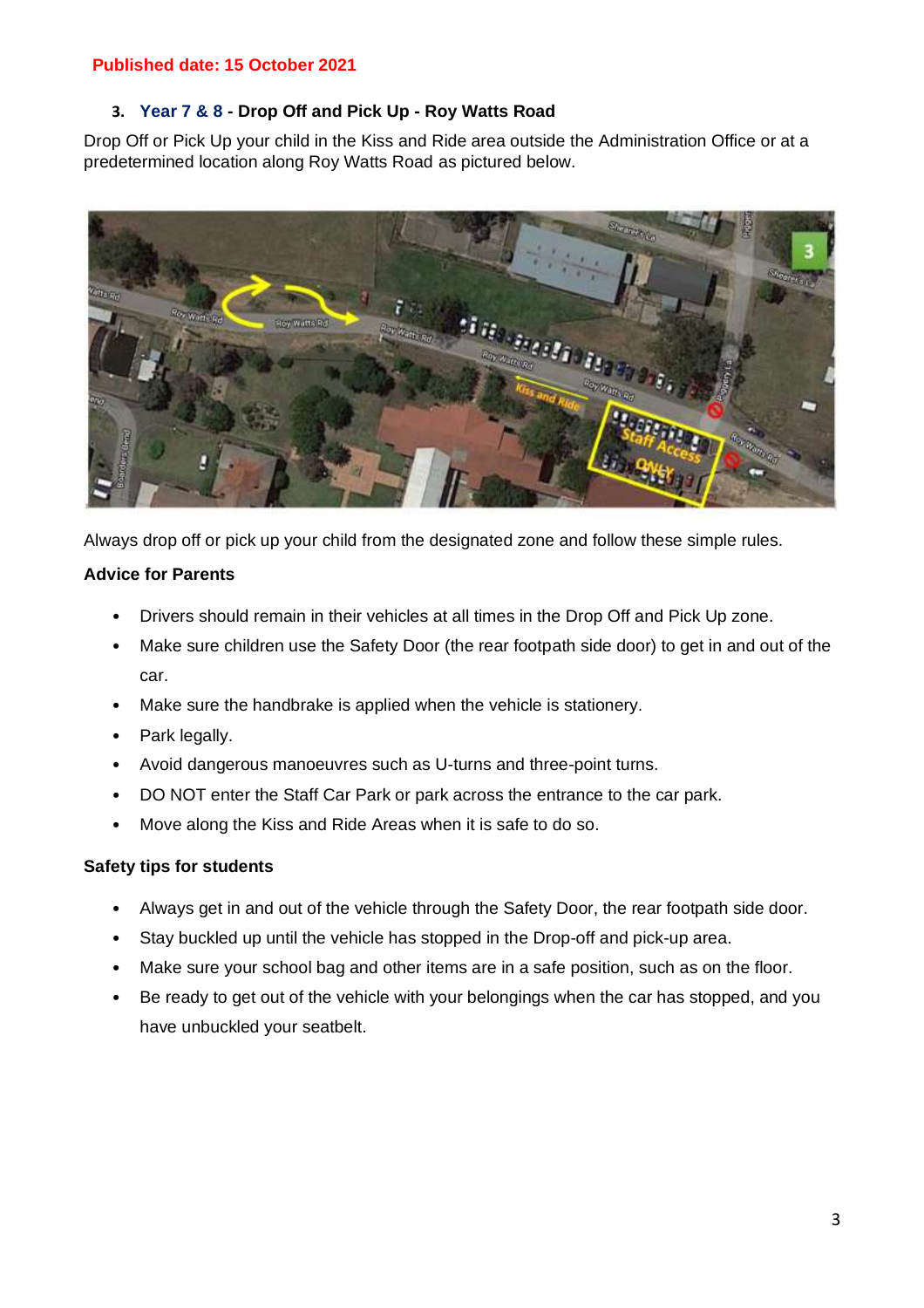**Published date: 15 October 2021**

### 3. Year 7 & 8 - Drop Off and Pick Up - Roy Watts Road

Drop Off or Pick Up your child in the Kiss and Ride area outside the Administration Office or at a predetermined location along Roy Watts Road as pictured below.

Always drop off or pick up your child from the designated zone and follow these simple rules.

**Advice for Parents**

- Drivers should remain in their vehicles at all times in the Drop Off and Pick Up zone.
- Make sure children use the Safety Door (the rear footpath side door) to get in and out of the car.
- Make sure the handbrake is applied when the vehicle is stationery.
- Park legally.
- Avoid dangerous manoeuvres such as U-turns and three-point turns.
- DO NOT enter the Staff Car Park or park across the entrance to the car park.
- Move along the Kiss and Ride Areas when it is safe to do so.

**Safety tips for students**

- Always get in and out of the vehicle through the Safety Door, the rear footpath side door.
- Stay buckled up until the vehicle has stopped in the Drop-off and pick-up area.
- Make sure your school bag and other items are in a safe position, such as on the floor.
- Be ready to get out of the vehicle with your belongings when the car has stopped, and you have unbuckled your seatbelt.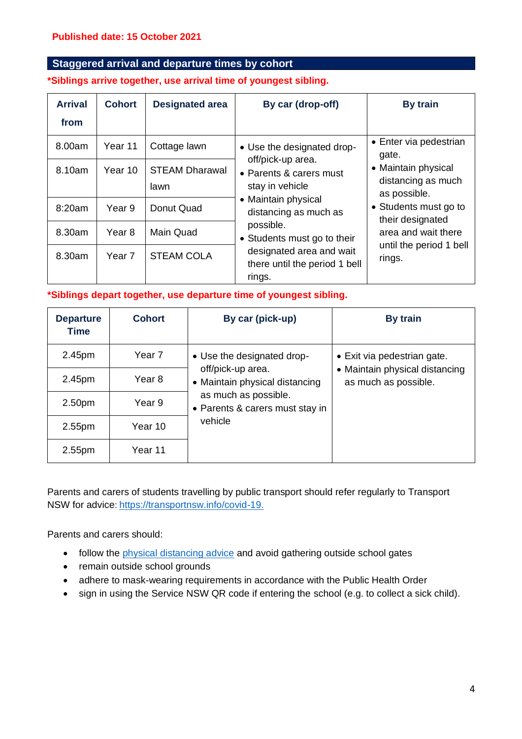**Published date: 15 October 2021**

## Staggered arrival and departure times by cohort

**\*Siblings arrive together, use arrival time of youngest sibling.**

| Arrival from | Cohort | Designated area | By car (drop-off) | By train |
|---|---|---|---|---|
| 8.00am | Year 11 | Cottage lawn | • Use the designated drop-off/pick-up area.<br>• Parents & carers must stay in vehicle<br>• Maintain physical distancing as much as possible.<br>• Students must go to their designated area and wait there until the period 1 bell rings. | • Enter via pedestrian gate.<br>• Maintain physical distancing as much as possible.<br>• Students must go to their designated area and wait there until the period 1 bell rings. |
| 8.10am | Year 10 | STEAM Dharawal lawn | | |
| 8:20am | Year 9 | Donut Quad | | |
| 8.30am | Year 8 | Main Quad | | |
| 8.30am | Year 7 | STEAM COLA | | |

**\*Siblings depart together, use departure time of youngest sibling.**

| Departure Time | Cohort | By car (pick-up) | By train |
|---|---|---|---|
| 2.45pm | Year 7 | • Use the designated drop-off/pick-up area.<br>• Maintain physical distancing as much as possible.<br>• Parents & carers must stay in vehicle | • Exit via pedestrian gate.<br>• Maintain physical distancing as much as possible. |
| 2.45pm | Year 8 | | |
| 2.50pm | Year 9 | | |
| 2.55pm | Year 10 | | |
| 2.55pm | Year 11 | | |

Parents and carers of students travelling by public transport should refer regularly to Transport NSW for advice: https://transportnsw.info/covid-19.

Parents and carers should:

- follow the physical distancing advice and avoid gathering outside school gates
- remain outside school grounds
- adhere to mask-wearing requirements in accordance with the Public Health Order
- sign in using the Service NSW QR code if entering the school (e.g. to collect a sick child).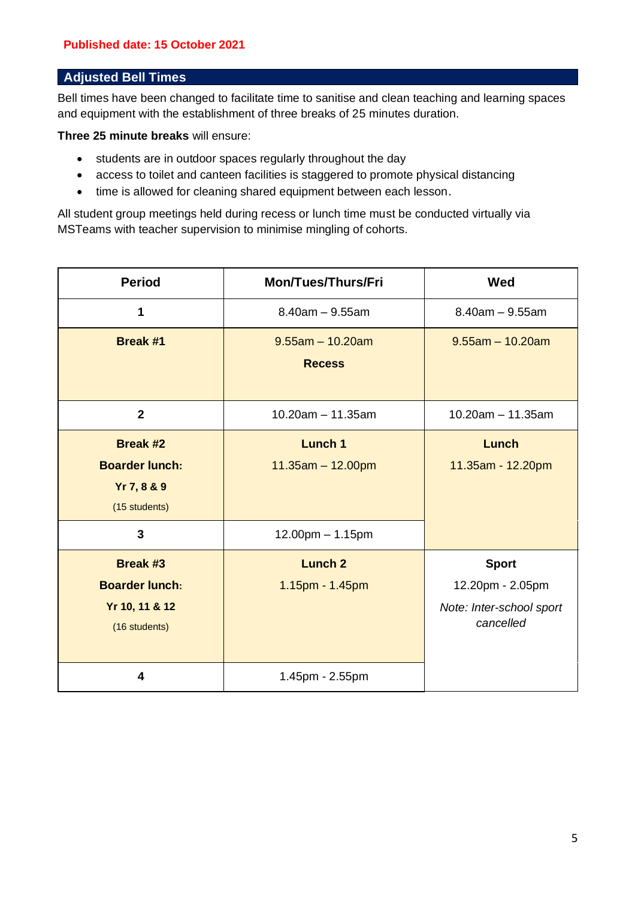**Published date: 15 October 2021**

## Adjusted Bell Times

Bell times have been changed to facilitate time to sanitise and clean teaching and learning spaces and equipment with the establishment of three breaks of 25 minutes duration.

**Three 25 minute breaks** will ensure:

- students are in outdoor spaces regularly throughout the day
- access to toilet and canteen facilities is staggered to promote physical distancing
- time is allowed for cleaning shared equipment between each lesson.

All student group meetings held during recess or lunch time must be conducted virtually via MSTeams with teacher supervision to minimise mingling of cohorts.

| Period | Mon/Tues/Thurs/Fri | Wed |
|---|---|---|
| **1** | 8.40am – 9.55am | 8.40am – 9.55am |
| **Break #1** | 9.55am – 10.20am **Recess** | 9.55am – 10.20am |
| **2** | 10.20am – 11.35am | 10.20am – 11.35am |
| **Break #2** **Boarder lunch:** **Yr 7, 8 & 9** (15 students) | **Lunch 1** 11.35am – 12.00pm | **Lunch** 11.35am - 12.20pm |
| **3** | 12.00pm – 1.15pm | |
| **Break #3** **Boarder lunch:** **Yr 10, 11 & 12** (16 students) | **Lunch 2** 1.15pm - 1.45pm | **Sport** 12.20pm - 2.05pm *Note: Inter-school sport cancelled* |
| **4** | 1.45pm - 2.55pm | |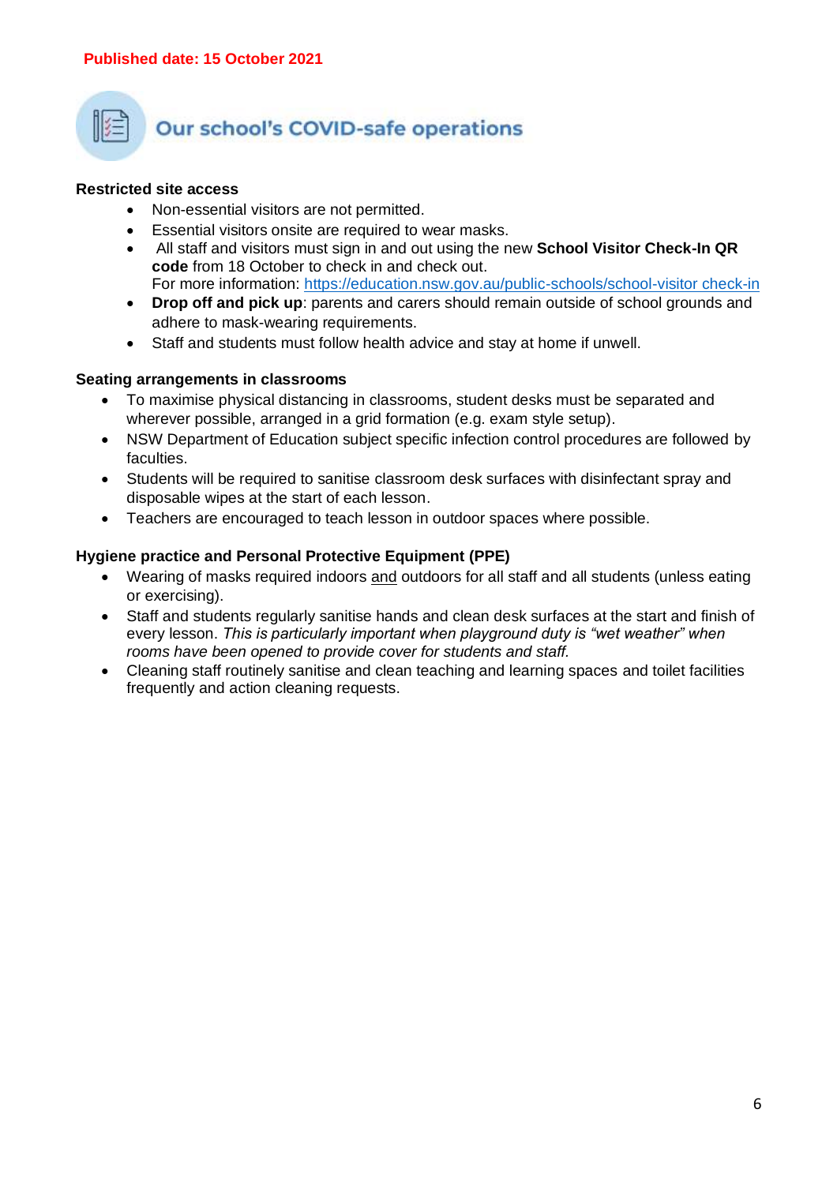**Published date: 15 October 2021**

## Our school's COVID-safe operations

**Restricted site access**

- Non-essential visitors are not permitted.
- Essential visitors onsite are required to wear masks.
- All staff and visitors must sign in and out using the new **School Visitor Check-In QR code** from 18 October to check in and check out.
  For more information: [https://education.nsw.gov.au/public-schools/school-visitor check-in](https://education.nsw.gov.au/public-schools/school-visitor-check-in)
- **Drop off and pick up**: parents and carers should remain outside of school grounds and adhere to mask-wearing requirements.
- Staff and students must follow health advice and stay at home if unwell.

**Seating arrangements in classrooms**

- To maximise physical distancing in classrooms, student desks must be separated and wherever possible, arranged in a grid formation (e.g. exam style setup).
- NSW Department of Education subject specific infection control procedures are followed by faculties.
- Students will be required to sanitise classroom desk surfaces with disinfectant spray and disposable wipes at the start of each lesson.
- Teachers are encouraged to teach lesson in outdoor spaces where possible.

**Hygiene practice and Personal Protective Equipment (PPE)**

- Wearing of masks required indoors <u>and</u> outdoors for all staff and all students (unless eating or exercising).
- Staff and students regularly sanitise hands and clean desk surfaces at the start and finish of every lesson. *This is particularly important when playground duty is "wet weather" when rooms have been opened to provide cover for students and staff.*
- Cleaning staff routinely sanitise and clean teaching and learning spaces and toilet facilities frequently and action cleaning requests.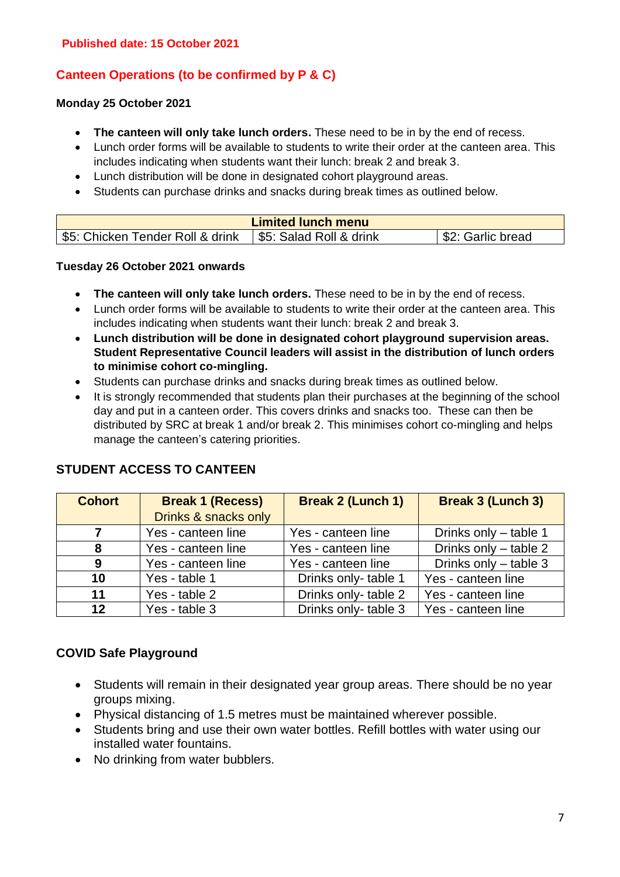**Published date: 15 October 2021**

## Canteen Operations (to be confirmed by P & C)

**Monday 25 October 2021**

- **The canteen will only take lunch orders.** These need to be in by the end of recess.
- Lunch order forms will be available to students to write their order at the canteen area. This includes indicating when students want their lunch: break 2 and break 3.
- Lunch distribution will be done in designated cohort playground areas.
- Students can purchase drinks and snacks during break times as outlined below.

| Limited lunch menu | | |
|---|---|---|
| $5: Chicken Tender Roll & drink | $5: Salad Roll & drink | $2: Garlic bread |

**Tuesday 26 October 2021 onwards**

- **The canteen will only take lunch orders.** These need to be in by the end of recess.
- Lunch order forms will be available to students to write their order at the canteen area. This includes indicating when students want their lunch: break 2 and break 3.
- **Lunch distribution will be done in designated cohort playground supervision areas. Student Representative Council leaders will assist in the distribution of lunch orders to minimise cohort co-mingling.**
- Students can purchase drinks and snacks during break times as outlined below.
- It is strongly recommended that students plan their purchases at the beginning of the school day and put in a canteen order. This covers drinks and snacks too. These can then be distributed by SRC at break 1 and/or break 2. This minimises cohort co-mingling and helps manage the canteen's catering priorities.

## STUDENT ACCESS TO CANTEEN

| Cohort | Break 1 (Recess) Drinks & snacks only | Break 2 (Lunch 1) | Break 3 (Lunch 3) |
|---|---|---|---|
| 7 | Yes - canteen line | Yes - canteen line | Drinks only – table 1 |
| 8 | Yes - canteen line | Yes - canteen line | Drinks only – table 2 |
| 9 | Yes - canteen line | Yes - canteen line | Drinks only – table 3 |
| 10 | Yes - table 1 | Drinks only- table 1 | Yes - canteen line |
| 11 | Yes - table 2 | Drinks only- table 2 | Yes - canteen line |
| 12 | Yes - table 3 | Drinks only- table 3 | Yes - canteen line |

## COVID Safe Playground

- Students will remain in their designated year group areas. There should be no year groups mixing.
- Physical distancing of 1.5 metres must be maintained wherever possible.
- Students bring and use their own water bottles. Refill bottles with water using our installed water fountains.
- No drinking from water bubblers.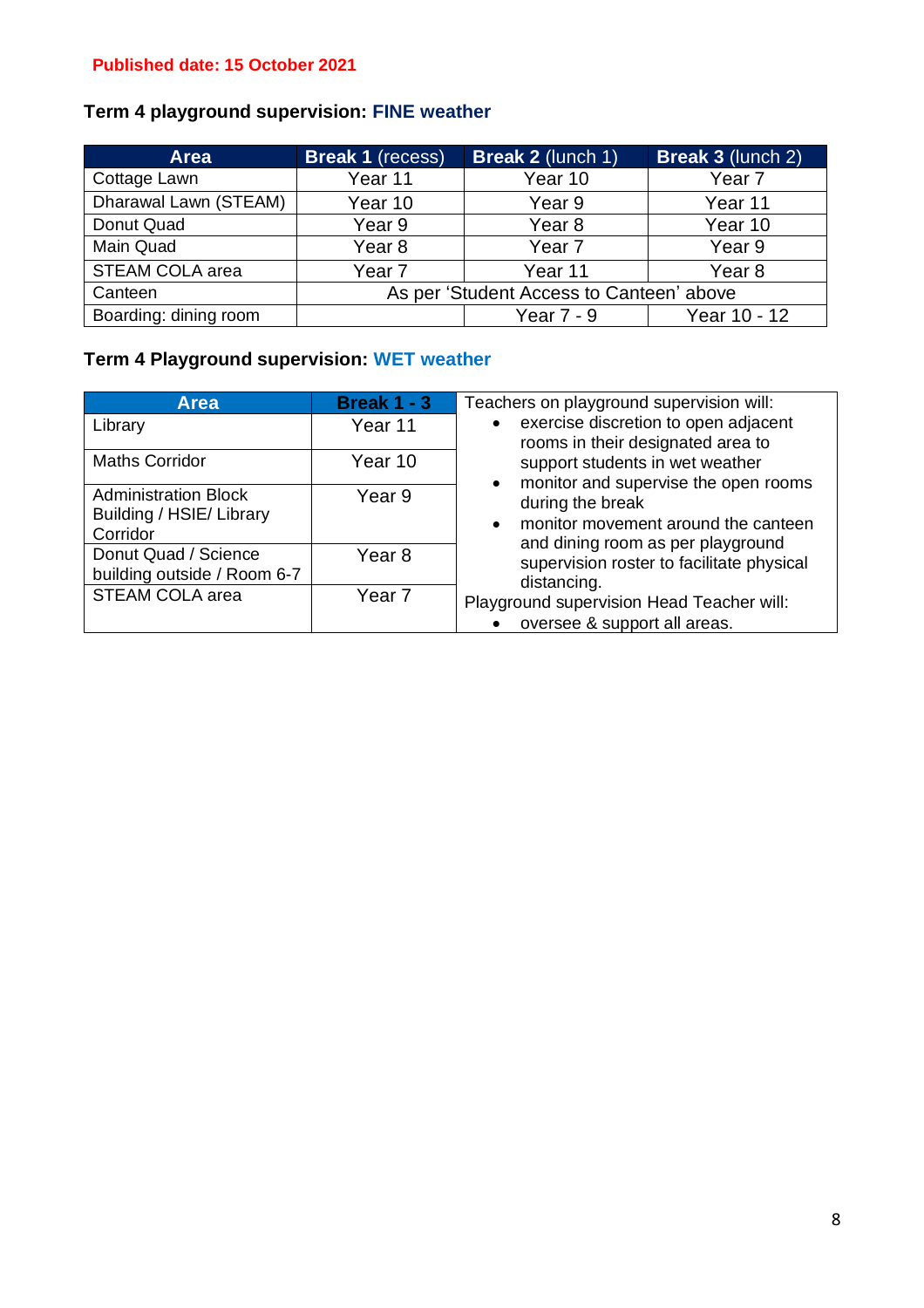**Published date: 15 October 2021**

### Term 4 playground supervision: FINE weather

| Area | **Break 1** (recess) | **Break 2** (lunch 1) | **Break 3** (lunch 2) |
|---|---|---|---|
| Cottage Lawn | Year 11 | Year 10 | Year 7 |
| Dharawal Lawn (STEAM) | Year 10 | Year 9 | Year 11 |
| Donut Quad | Year 9 | Year 8 | Year 10 |
| Main Quad | Year 8 | Year 7 | Year 9 |
| STEAM COLA area | Year 7 | Year 11 | Year 8 |
| Canteen | As per 'Student Access to Canteen' above | | |
| Boarding: dining room | | Year 7 - 9 | Year 10 - 12 |

### Term 4 Playground supervision: WET weather

| Area | Break 1 - 3 | |
|---|---|---|
| Library | Year 11 | Teachers on playground supervision will:<br>• exercise discretion to open adjacent rooms in their designated area to support students in wet weather<br>• monitor and supervise the open rooms during the break<br>• monitor movement around the canteen and dining room as per playground supervision roster to facilitate physical distancing.<br>Playground supervision Head Teacher will:<br>• oversee & support all areas. |
| Maths Corridor | Year 10 | |
| Administration Block Building / HSIE/ Library Corridor | Year 9 | |
| Donut Quad / Science building outside / Room 6-7 | Year 8 | |
| STEAM COLA area | Year 7 | |